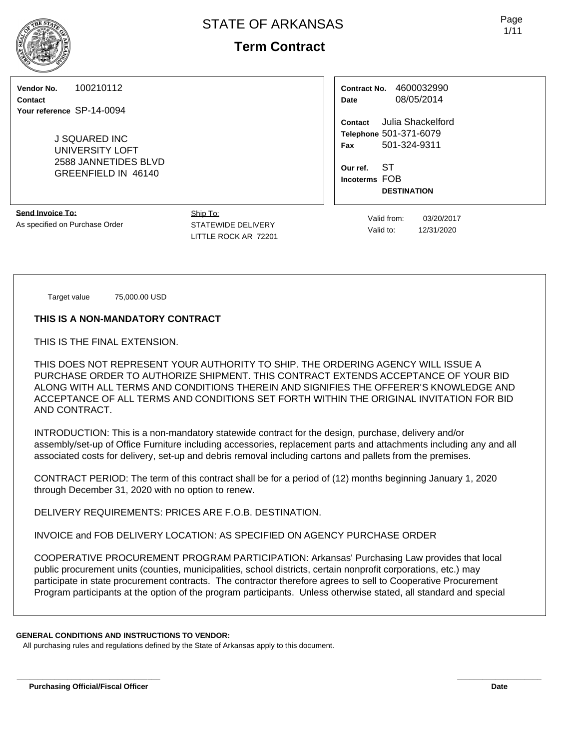# STATE OF ARKANSAS

## Term Contract

**Vendor No.** 100210112
**Contact**
**Your reference** SP-14-0094

J SQUARED INC
UNIVERSITY LOFT
2588 JANNETIDES BLVD
GREENFIELD IN 46140

**Contract No.** 4600032990
**Date** 08/05/2014

**Contact** Julia Shackelford
**Telephone** 501-371-6079
**Fax** 501-324-9311

**Our ref.** ST
**Incoterms** FOB **DESTINATION**

**Send Invoice To:**
As specified on Purchase Order

Ship To:
STATEWIDE DELIVERY
LITTLE ROCK AR 72201

Valid from: 03/20/2017
Valid to: 12/31/2020

Target value 75,000.00 USD

**THIS IS A NON-MANDATORY CONTRACT**

THIS IS THE FINAL EXTENSION.

THIS DOES NOT REPRESENT YOUR AUTHORITY TO SHIP. THE ORDERING AGENCY WILL ISSUE A PURCHASE ORDER TO AUTHORIZE SHIPMENT. THIS CONTRACT EXTENDS ACCEPTANCE OF YOUR BID ALONG WITH ALL TERMS AND CONDITIONS THEREIN AND SIGNIFIES THE OFFERER'S KNOWLEDGE AND ACCEPTANCE OF ALL TERMS AND CONDITIONS SET FORTH WITHIN THE ORIGINAL INVITATION FOR BID AND CONTRACT.

INTRODUCTION: This is a non-mandatory statewide contract for the design, purchase, delivery and/or assembly/set-up of Office Furniture including accessories, replacement parts and attachments including any and all associated costs for delivery, set-up and debris removal including cartons and pallets from the premises.

CONTRACT PERIOD: The term of this contract shall be for a period of (12) months beginning January 1, 2020 through December 31, 2020 with no option to renew.

DELIVERY REQUIREMENTS: PRICES ARE F.O.B. DESTINATION.

INVOICE and FOB DELIVERY LOCATION: AS SPECIFIED ON AGENCY PURCHASE ORDER

COOPERATIVE PROCUREMENT PROGRAM PARTICIPATION: Arkansas' Purchasing Law provides that local public procurement units (counties, municipalities, school districts, certain nonprofit corporations, etc.) may participate in state procurement contracts. The contractor therefore agrees to sell to Cooperative Procurement Program participants at the option of the program participants. Unless otherwise stated, all standard and special

**GENERAL CONDITIONS AND INSTRUCTIONS TO VENDOR:**
All purchasing rules and regulations defined by the State of Arkansas apply to this document.

**Purchasing Official/Fiscal Officer** **Date**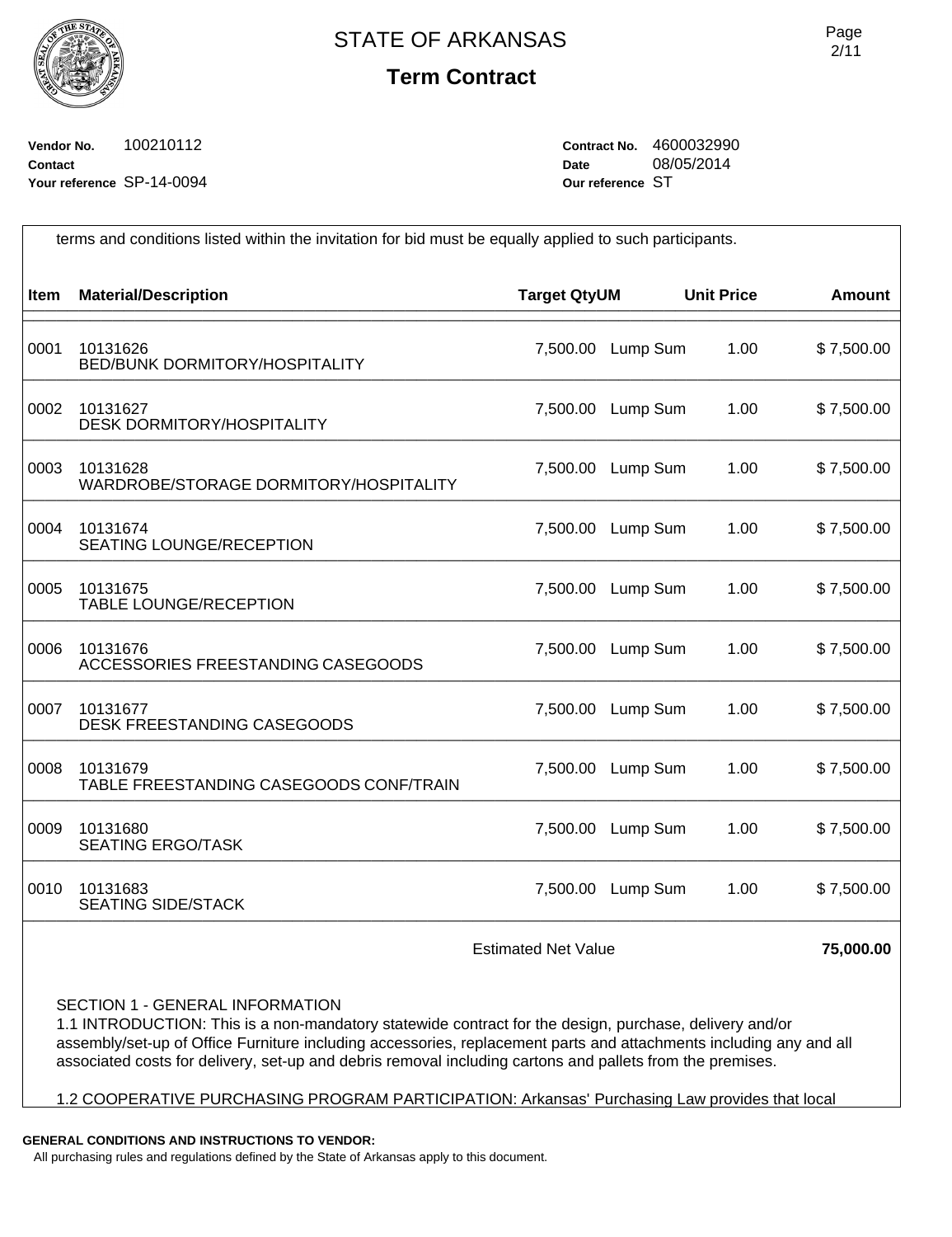# STATE OF ARKANSAS

## Term Contract

**Vendor No.** 100210112
**Contact**
**Your reference** SP-14-0094

**Contract No.** 4600032990
**Date** 08/05/2014
**Our reference** ST

terms and conditions listed within the invitation for bid must be equally applied to such participants.

| Item | Material/Description | Target Qty | UM | Unit Price | Amount |
|---|---|---|---|---|---|
| 0001 | 10131626<br>BED/BUNK DORMITORY/HOSPITALITY | 7,500.00 | Lump Sum | 1.00 | $ 7,500.00 |
| 0002 | 10131627<br>DESK DORMITORY/HOSPITALITY | 7,500.00 | Lump Sum | 1.00 | $ 7,500.00 |
| 0003 | 10131628<br>WARDROBE/STORAGE DORMITORY/HOSPITALITY | 7,500.00 | Lump Sum | 1.00 | $ 7,500.00 |
| 0004 | 10131674<br>SEATING LOUNGE/RECEPTION | 7,500.00 | Lump Sum | 1.00 | $ 7,500.00 |
| 0005 | 10131675<br>TABLE LOUNGE/RECEPTION | 7,500.00 | Lump Sum | 1.00 | $ 7,500.00 |
| 0006 | 10131676<br>ACCESSORIES FREESTANDING CASEGOODS | 7,500.00 | Lump Sum | 1.00 | $ 7,500.00 |
| 0007 | 10131677<br>DESK FREESTANDING CASEGOODS | 7,500.00 | Lump Sum | 1.00 | $ 7,500.00 |
| 0008 | 10131679<br>TABLE FREESTANDING CASEGOODS CONF/TRAIN | 7,500.00 | Lump Sum | 1.00 | $ 7,500.00 |
| 0009 | 10131680<br>SEATING ERGO/TASK | 7,500.00 | Lump Sum | 1.00 | $ 7,500.00 |
| 0010 | 10131683<br>SEATING SIDE/STACK | 7,500.00 | Lump Sum | 1.00 | $ 7,500.00 |
| | | Estimated Net Value | | | **75,000.00** |

SECTION 1 - GENERAL INFORMATION

1.1 INTRODUCTION: This is a non-mandatory statewide contract for the design, purchase, delivery and/or assembly/set-up of Office Furniture including accessories, replacement parts and attachments including any and all associated costs for delivery, set-up and debris removal including cartons and pallets from the premises.

1.2 COOPERATIVE PURCHASING PROGRAM PARTICIPATION: Arkansas' Purchasing Law provides that local

**GENERAL CONDITIONS AND INSTRUCTIONS TO VENDOR:**
All purchasing rules and regulations defined by the State of Arkansas apply to this document.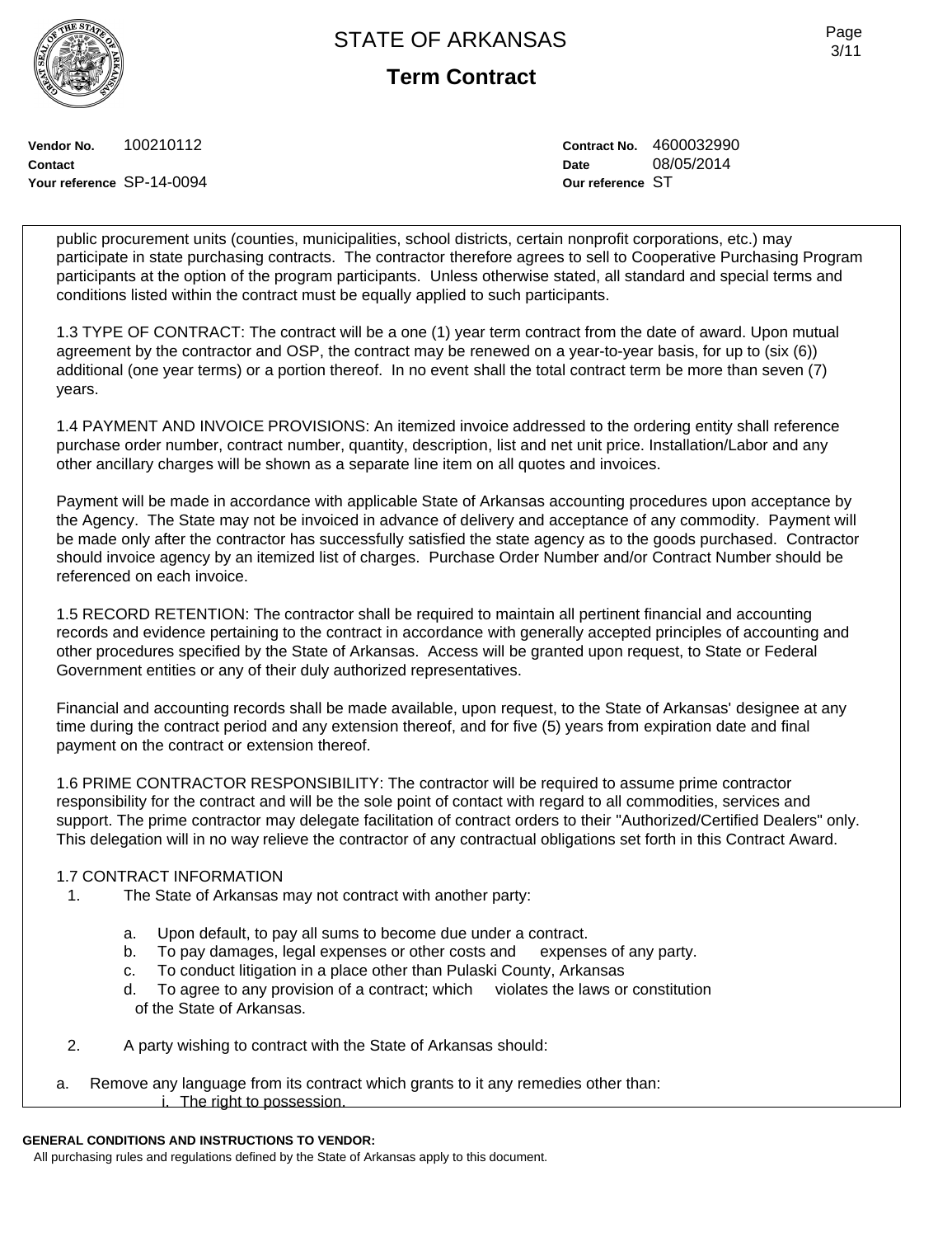public procurement units (counties, municipalities, school districts, certain nonprofit corporations, etc.) may participate in state purchasing contracts. The contractor therefore agrees to sell to Cooperative Purchasing Program participants at the option of the program participants. Unless otherwise stated, all standard and special terms and conditions listed within the contract must be equally applied to such participants.

1.3 TYPE OF CONTRACT: The contract will be a one (1) year term contract from the date of award. Upon mutual agreement by the contractor and OSP, the contract may be renewed on a year-to-year basis, for up to (six (6)) additional (one year terms) or a portion thereof. In no event shall the total contract term be more than seven (7) years.

1.4 PAYMENT AND INVOICE PROVISIONS: An itemized invoice addressed to the ordering entity shall reference purchase order number, contract number, quantity, description, list and net unit price. Installation/Labor and any other ancillary charges will be shown as a separate line item on all quotes and invoices.

Payment will be made in accordance with applicable State of Arkansas accounting procedures upon acceptance by the Agency. The State may not be invoiced in advance of delivery and acceptance of any commodity. Payment will be made only after the contractor has successfully satisfied the state agency as to the goods purchased. Contractor should invoice agency by an itemized list of charges. Purchase Order Number and/or Contract Number should be referenced on each invoice.

1.5 RECORD RETENTION: The contractor shall be required to maintain all pertinent financial and accounting records and evidence pertaining to the contract in accordance with generally accepted principles of accounting and other procedures specified by the State of Arkansas. Access will be granted upon request, to State or Federal Government entities or any of their duly authorized representatives.

Financial and accounting records shall be made available, upon request, to the State of Arkansas' designee at any time during the contract period and any extension thereof, and for five (5) years from expiration date and final payment on the contract or extension thereof.

1.6 PRIME CONTRACTOR RESPONSIBILITY: The contractor will be required to assume prime contractor responsibility for the contract and will be the sole point of contact with regard to all commodities, services and support. The prime contractor may delegate facilitation of contract orders to their "Authorized/Certified Dealers" only. This delegation will in no way relieve the contractor of any contractual obligations set forth in this Contract Award.

1.7 CONTRACT INFORMATION

1. The State of Arkansas may not contract with another party:

   a. Upon default, to pay all sums to become due under a contract.
   b. To pay damages, legal expenses or other costs and expenses of any party.
   c. To conduct litigation in a place other than Pulaski County, Arkansas
   d. To agree to any provision of a contract; which violates the laws or constitution of the State of Arkansas.

2. A party wishing to contract with the State of Arkansas should:

a. Remove any language from its contract which grants to it any remedies other than:
   i. The right to possession.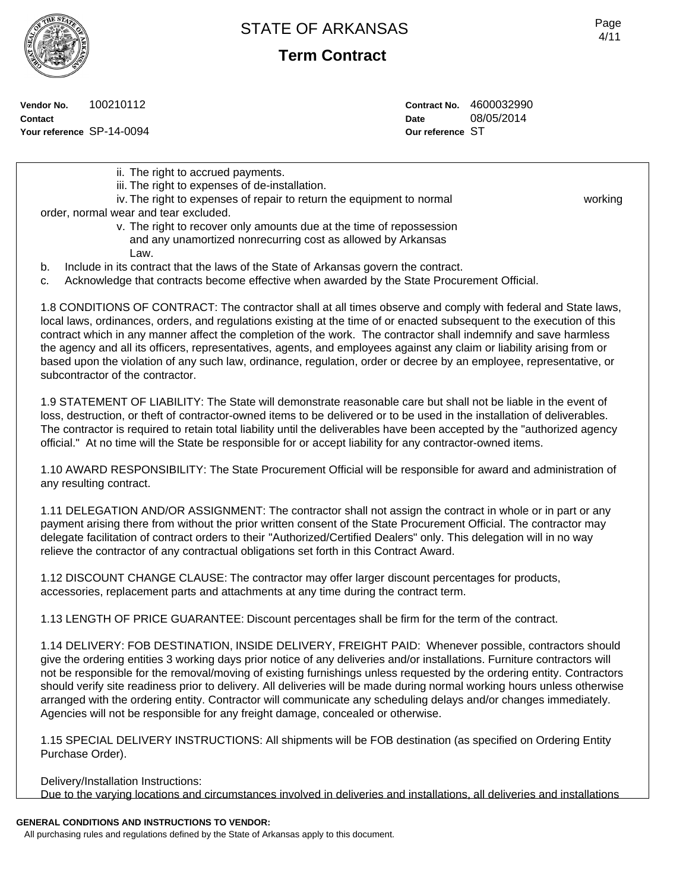STATE OF ARKANSAS

**Term Contract**

**Vendor No.** 100210112
**Contact**
**Your reference** SP-14-0094

**Contract No.** 4600032990
**Date** 08/05/2014
**Our reference** ST

ii. The right to accrued payments.
iii. The right to expenses of de-installation.
iv. The right to expenses of repair to return the equipment to normal working order, normal wear and tear excluded.
v. The right to recover only amounts due at the time of repossession and any unamortized nonrecurring cost as allowed by Arkansas Law.

b. Include in its contract that the laws of the State of Arkansas govern the contract.
c. Acknowledge that contracts become effective when awarded by the State Procurement Official.

1.8 CONDITIONS OF CONTRACT: The contractor shall at all times observe and comply with federal and State laws, local laws, ordinances, orders, and regulations existing at the time of or enacted subsequent to the execution of this contract which in any manner affect the completion of the work. The contractor shall indemnify and save harmless the agency and all its officers, representatives, agents, and employees against any claim or liability arising from or based upon the violation of any such law, ordinance, regulation, order or decree by an employee, representative, or subcontractor of the contractor.

1.9 STATEMENT OF LIABILITY: The State will demonstrate reasonable care but shall not be liable in the event of loss, destruction, or theft of contractor-owned items to be delivered or to be used in the installation of deliverables. The contractor is required to retain total liability until the deliverables have been accepted by the "authorized agency official." At no time will the State be responsible for or accept liability for any contractor-owned items.

1.10 AWARD RESPONSIBILITY: The State Procurement Official will be responsible for award and administration of any resulting contract.

1.11 DELEGATION AND/OR ASSIGNMENT: The contractor shall not assign the contract in whole or in part or any payment arising there from without the prior written consent of the State Procurement Official. The contractor may delegate facilitation of contract orders to their "Authorized/Certified Dealers" only. This delegation will in no way relieve the contractor of any contractual obligations set forth in this Contract Award.

1.12 DISCOUNT CHANGE CLAUSE: The contractor may offer larger discount percentages for products, accessories, replacement parts and attachments at any time during the contract term.

1.13 LENGTH OF PRICE GUARANTEE: Discount percentages shall be firm for the term of the contract.

1.14 DELIVERY: FOB DESTINATION, INSIDE DELIVERY, FREIGHT PAID: Whenever possible, contractors should give the ordering entities 3 working days prior notice of any deliveries and/or installations. Furniture contractors will not be responsible for the removal/moving of existing furnishings unless requested by the ordering entity. Contractors should verify site readiness prior to delivery. All deliveries will be made during normal working hours unless otherwise arranged with the ordering entity. Contractor will communicate any scheduling delays and/or changes immediately. Agencies will not be responsible for any freight damage, concealed or otherwise.

1.15 SPECIAL DELIVERY INSTRUCTIONS: All shipments will be FOB destination (as specified on Ordering Entity Purchase Order).

Delivery/Installation Instructions:
Due to the varying locations and circumstances involved in deliveries and installations, all deliveries and installations

**GENERAL CONDITIONS AND INSTRUCTIONS TO VENDOR:**
All purchasing rules and regulations defined by the State of Arkansas apply to this document.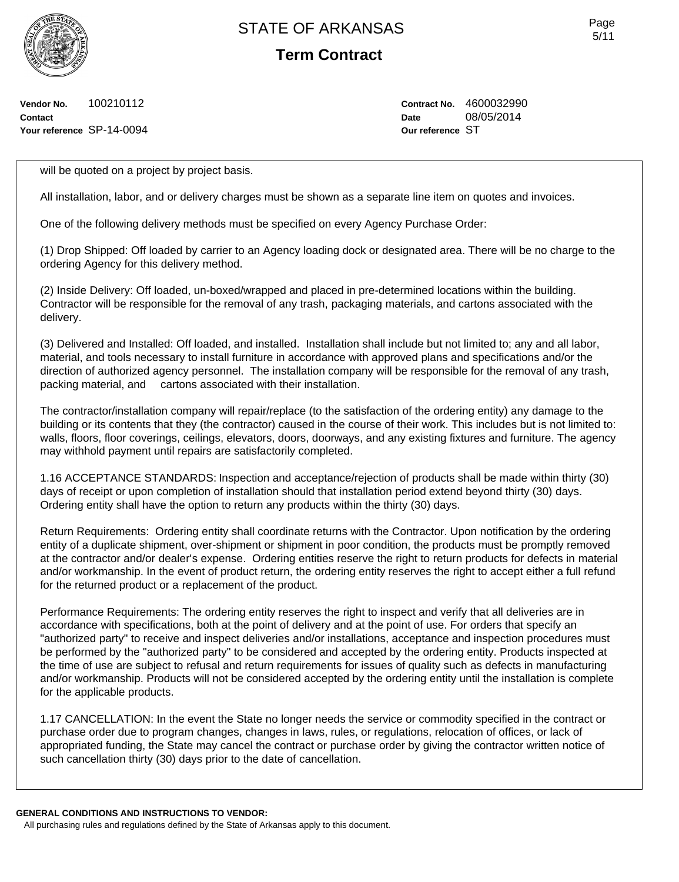will be quoted on a project by project basis.

All installation, labor, and or delivery charges must be shown as a separate line item on quotes and invoices.

One of the following delivery methods must be specified on every Agency Purchase Order:

(1) Drop Shipped: Off loaded by carrier to an Agency loading dock or designated area. There will be no charge to the ordering Agency for this delivery method.

(2) Inside Delivery: Off loaded, un-boxed/wrapped and placed in pre-determined locations within the building. Contractor will be responsible for the removal of any trash, packaging materials, and cartons associated with the delivery.

(3) Delivered and Installed: Off loaded, and installed. Installation shall include but not limited to; any and all labor, material, and tools necessary to install furniture in accordance with approved plans and specifications and/or the direction of authorized agency personnel. The installation company will be responsible for the removal of any trash, packing material, and cartons associated with their installation.

The contractor/installation company will repair/replace (to the satisfaction of the ordering entity) any damage to the building or its contents that they (the contractor) caused in the course of their work. This includes but is not limited to: walls, floors, floor coverings, ceilings, elevators, doors, doorways, and any existing fixtures and furniture. The agency may withhold payment until repairs are satisfactorily completed.

1.16 ACCEPTANCE STANDARDS: Inspection and acceptance/rejection of products shall be made within thirty (30) days of receipt or upon completion of installation should that installation period extend beyond thirty (30) days. Ordering entity shall have the option to return any products within the thirty (30) days.

Return Requirements: Ordering entity shall coordinate returns with the Contractor. Upon notification by the ordering entity of a duplicate shipment, over-shipment or shipment in poor condition, the products must be promptly removed at the contractor and/or dealer's expense. Ordering entities reserve the right to return products for defects in material and/or workmanship. In the event of product return, the ordering entity reserves the right to accept either a full refund for the returned product or a replacement of the product.

Performance Requirements: The ordering entity reserves the right to inspect and verify that all deliveries are in accordance with specifications, both at the point of delivery and at the point of use. For orders that specify an "authorized party" to receive and inspect deliveries and/or installations, acceptance and inspection procedures must be performed by the "authorized party" to be considered and accepted by the ordering entity. Products inspected at the time of use are subject to refusal and return requirements for issues of quality such as defects in manufacturing and/or workmanship. Products will not be considered accepted by the ordering entity until the installation is complete for the applicable products.

1.17 CANCELLATION: In the event the State no longer needs the service or commodity specified in the contract or purchase order due to program changes, changes in laws, rules, or regulations, relocation of offices, or lack of appropriated funding, the State may cancel the contract or purchase order by giving the contractor written notice of such cancellation thirty (30) days prior to the date of cancellation.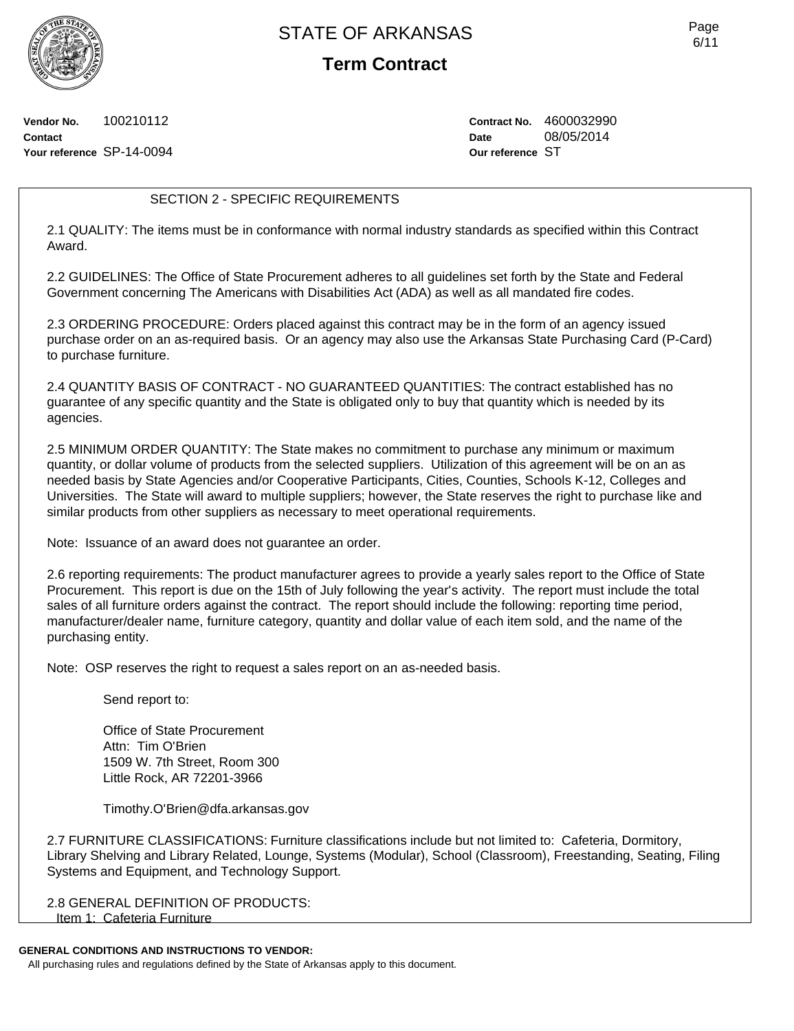# STATE OF ARKANSAS

## Term Contract

**Vendor No.** 100210112
**Contact**
**Your reference** SP-14-0094

**Contract No.** 4600032990
**Date** 08/05/2014
**Our reference** ST

### SECTION 2 - SPECIFIC REQUIREMENTS

2.1 QUALITY: The items must be in conformance with normal industry standards as specified within this Contract Award.

2.2 GUIDELINES: The Office of State Procurement adheres to all guidelines set forth by the State and Federal Government concerning The Americans with Disabilities Act (ADA) as well as all mandated fire codes.

2.3 ORDERING PROCEDURE: Orders placed against this contract may be in the form of an agency issued purchase order on an as-required basis. Or an agency may also use the Arkansas State Purchasing Card (P-Card) to purchase furniture.

2.4 QUANTITY BASIS OF CONTRACT - NO GUARANTEED QUANTITIES: The contract established has no guarantee of any specific quantity and the State is obligated only to buy that quantity which is needed by its agencies.

2.5 MINIMUM ORDER QUANTITY: The State makes no commitment to purchase any minimum or maximum quantity, or dollar volume of products from the selected suppliers. Utilization of this agreement will be on an as needed basis by State Agencies and/or Cooperative Participants, Cities, Counties, Schools K-12, Colleges and Universities. The State will award to multiple suppliers; however, the State reserves the right to purchase like and similar products from other suppliers as necessary to meet operational requirements.

Note: Issuance of an award does not guarantee an order.

2.6 reporting requirements: The product manufacturer agrees to provide a yearly sales report to the Office of State Procurement. This report is due on the 15th of July following the year's activity. The report must include the total sales of all furniture orders against the contract. The report should include the following: reporting time period, manufacturer/dealer name, furniture category, quantity and dollar value of each item sold, and the name of the purchasing entity.

Note: OSP reserves the right to request a sales report on an as-needed basis.

Send report to:

Office of State Procurement
Attn: Tim O'Brien
1509 W. 7th Street, Room 300
Little Rock, AR 72201-3966

Timothy.O'Brien@dfa.arkansas.gov

2.7 FURNITURE CLASSIFICATIONS: Furniture classifications include but not limited to: Cafeteria, Dormitory, Library Shelving and Library Related, Lounge, Systems (Modular), School (Classroom), Freestanding, Seating, Filing Systems and Equipment, and Technology Support.

2.8 GENERAL DEFINITION OF PRODUCTS:
Item 1: Cafeteria Furniture

**GENERAL CONDITIONS AND INSTRUCTIONS TO VENDOR:**
All purchasing rules and regulations defined by the State of Arkansas apply to this document.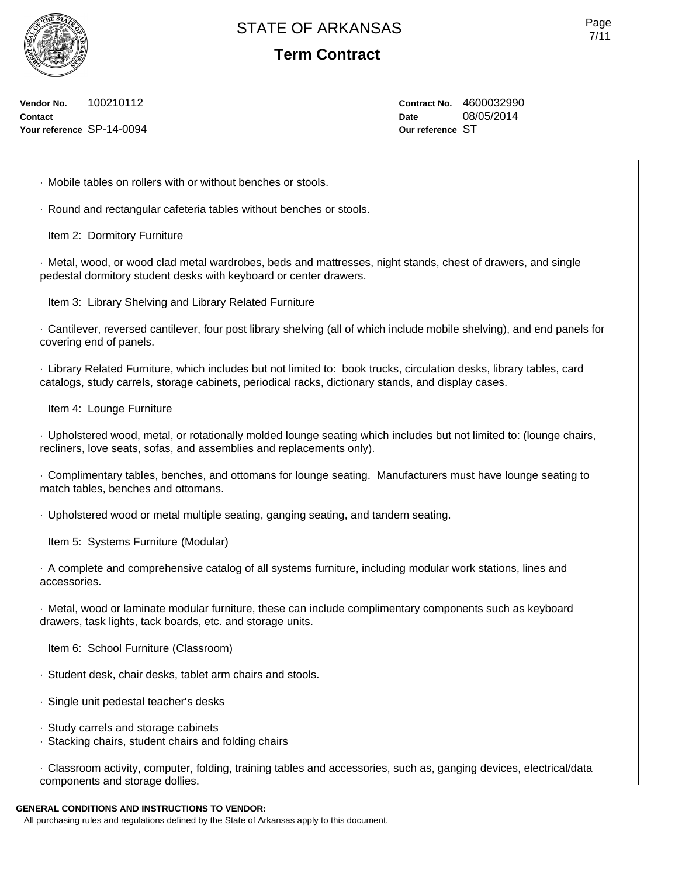# STATE OF ARKANSAS

## Term Contract

**Vendor No.** 100210112
**Contact**
**Your reference** SP-14-0094

**Contract No.** 4600032990
**Date** 08/05/2014
**Our reference** ST

· Mobile tables on rollers with or without benches or stools.

· Round and rectangular cafeteria tables without benches or stools.

Item 2: Dormitory Furniture

· Metal, wood, or wood clad metal wardrobes, beds and mattresses, night stands, chest of drawers, and single pedestal dormitory student desks with keyboard or center drawers.

Item 3: Library Shelving and Library Related Furniture

· Cantilever, reversed cantilever, four post library shelving (all of which include mobile shelving), and end panels for covering end of panels.

· Library Related Furniture, which includes but not limited to: book trucks, circulation desks, library tables, card catalogs, study carrels, storage cabinets, periodical racks, dictionary stands, and display cases.

Item 4: Lounge Furniture

· Upholstered wood, metal, or rotationally molded lounge seating which includes but not limited to: (lounge chairs, recliners, love seats, sofas, and assemblies and replacements only).

· Complimentary tables, benches, and ottomans for lounge seating. Manufacturers must have lounge seating to match tables, benches and ottomans.

· Upholstered wood or metal multiple seating, ganging seating, and tandem seating.

Item 5: Systems Furniture (Modular)

· A complete and comprehensive catalog of all systems furniture, including modular work stations, lines and accessories.

· Metal, wood or laminate modular furniture, these can include complimentary components such as keyboard drawers, task lights, tack boards, etc. and storage units.

Item 6: School Furniture (Classroom)

· Student desk, chair desks, tablet arm chairs and stools.

· Single unit pedestal teacher's desks

· Study carrels and storage cabinets
· Stacking chairs, student chairs and folding chairs

· Classroom activity, computer, folding, training tables and accessories, such as, ganging devices, electrical/data components and storage dollies.

**GENERAL CONDITIONS AND INSTRUCTIONS TO VENDOR:**
All purchasing rules and regulations defined by the State of Arkansas apply to this document.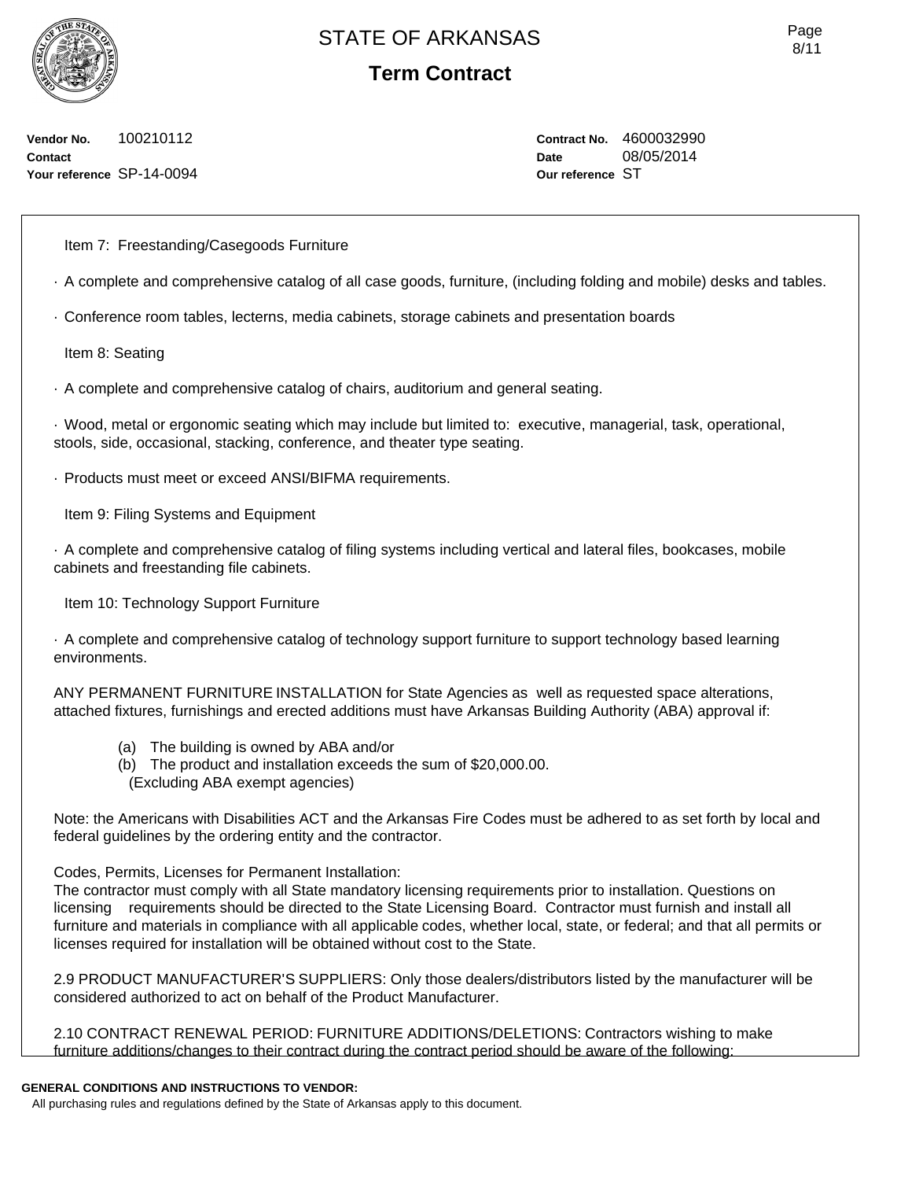# STATE OF ARKANSAS

## Term Contract

**Vendor No.** 100210112
**Contact**
**Your reference** SP-14-0094

**Contract No.** 4600032990
**Date** 08/05/2014
**Our reference** ST

Item 7: Freestanding/Casegoods Furniture

· A complete and comprehensive catalog of all case goods, furniture, (including folding and mobile) desks and tables.

· Conference room tables, lecterns, media cabinets, storage cabinets and presentation boards

Item 8: Seating

· A complete and comprehensive catalog of chairs, auditorium and general seating.

· Wood, metal or ergonomic seating which may include but limited to: executive, managerial, task, operational, stools, side, occasional, stacking, conference, and theater type seating.

· Products must meet or exceed ANSI/BIFMA requirements.

Item 9: Filing Systems and Equipment

· A complete and comprehensive catalog of filing systems including vertical and lateral files, bookcases, mobile cabinets and freestanding file cabinets.

Item 10: Technology Support Furniture

· A complete and comprehensive catalog of technology support furniture to support technology based learning environments.

ANY PERMANENT FURNITURE INSTALLATION for State Agencies as well as requested space alterations, attached fixtures, furnishings and erected additions must have Arkansas Building Authority (ABA) approval if:

(a) The building is owned by ABA and/or
(b) The product and installation exceeds the sum of $20,000.00.
(Excluding ABA exempt agencies)

Note: the Americans with Disabilities ACT and the Arkansas Fire Codes must be adhered to as set forth by local and federal guidelines by the ordering entity and the contractor.

Codes, Permits, Licenses for Permanent Installation:
The contractor must comply with all State mandatory licensing requirements prior to installation. Questions on licensing requirements should be directed to the State Licensing Board. Contractor must furnish and install all furniture and materials in compliance with all applicable codes, whether local, state, or federal; and that all permits or licenses required for installation will be obtained without cost to the State.

2.9 PRODUCT MANUFACTURER'S SUPPLIERS: Only those dealers/distributors listed by the manufacturer will be considered authorized to act on behalf of the Product Manufacturer.

2.10 CONTRACT RENEWAL PERIOD: FURNITURE ADDITIONS/DELETIONS: Contractors wishing to make furniture additions/changes to their contract during the contract period should be aware of the following:

**GENERAL CONDITIONS AND INSTRUCTIONS TO VENDOR:**
All purchasing rules and regulations defined by the State of Arkansas apply to this document.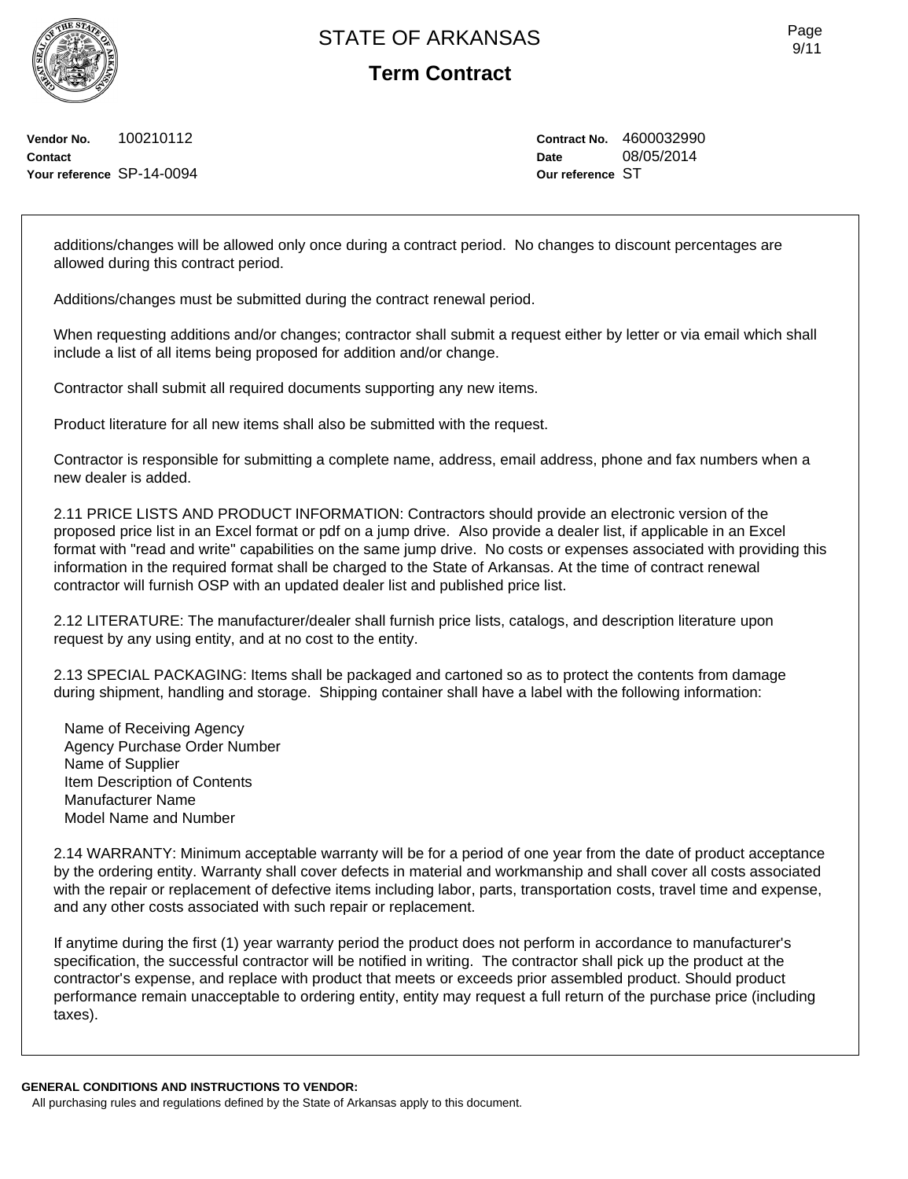**STATE OF ARKANSAS**

**Term Contract**

**Vendor No.** 100210112
**Contact**
**Your reference** SP-14-0094

**Contract No.** 4600032990
**Date** 08/05/2014
**Our reference** ST

additions/changes will be allowed only once during a contract period. No changes to discount percentages are allowed during this contract period.

Additions/changes must be submitted during the contract renewal period.

When requesting additions and/or changes; contractor shall submit a request either by letter or via email which shall include a list of all items being proposed for addition and/or change.

Contractor shall submit all required documents supporting any new items.

Product literature for all new items shall also be submitted with the request.

Contractor is responsible for submitting a complete name, address, email address, phone and fax numbers when a new dealer is added.

2.11 PRICE LISTS AND PRODUCT INFORMATION: Contractors should provide an electronic version of the proposed price list in an Excel format or pdf on a jump drive. Also provide a dealer list, if applicable in an Excel format with "read and write" capabilities on the same jump drive. No costs or expenses associated with providing this information in the required format shall be charged to the State of Arkansas. At the time of contract renewal contractor will furnish OSP with an updated dealer list and published price list.

2.12 LITERATURE: The manufacturer/dealer shall furnish price lists, catalogs, and description literature upon request by any using entity, and at no cost to the entity.

2.13 SPECIAL PACKAGING: Items shall be packaged and cartoned so as to protect the contents from damage during shipment, handling and storage. Shipping container shall have a label with the following information:

Name of Receiving Agency
Agency Purchase Order Number
Name of Supplier
Item Description of Contents
Manufacturer Name
Model Name and Number

2.14 WARRANTY: Minimum acceptable warranty will be for a period of one year from the date of product acceptance by the ordering entity. Warranty shall cover defects in material and workmanship and shall cover all costs associated with the repair or replacement of defective items including labor, parts, transportation costs, travel time and expense, and any other costs associated with such repair or replacement.

If anytime during the first (1) year warranty period the product does not perform in accordance to manufacturer's specification, the successful contractor will be notified in writing. The contractor shall pick up the product at the contractor's expense, and replace with product that meets or exceeds prior assembled product. Should product performance remain unacceptable to ordering entity, entity may request a full return of the purchase price (including taxes).

**GENERAL CONDITIONS AND INSTRUCTIONS TO VENDOR:**
All purchasing rules and regulations defined by the State of Arkansas apply to this document.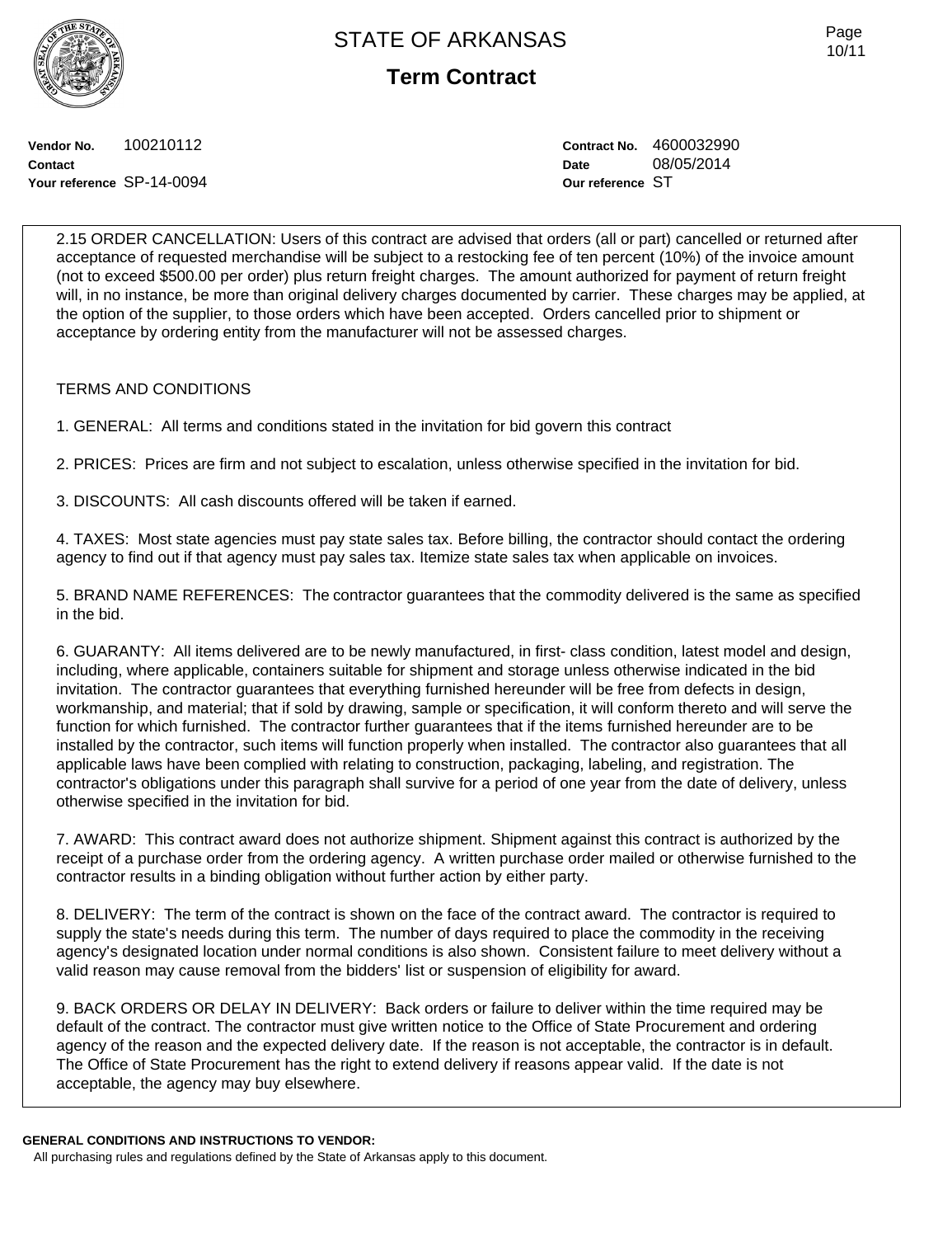**Vendor No.** 100210112
**Contact**
**Your reference** SP-14-0094

**Contract No.** 4600032990
**Date** 08/05/2014
**Our reference** ST

2.15 ORDER CANCELLATION: Users of this contract are advised that orders (all or part) cancelled or returned after acceptance of requested merchandise will be subject to a restocking fee of ten percent (10%) of the invoice amount (not to exceed $500.00 per order) plus return freight charges. The amount authorized for payment of return freight will, in no instance, be more than original delivery charges documented by carrier. These charges may be applied, at the option of the supplier, to those orders which have been accepted. Orders cancelled prior to shipment or acceptance by ordering entity from the manufacturer will not be assessed charges.

TERMS AND CONDITIONS

1. GENERAL: All terms and conditions stated in the invitation for bid govern this contract

2. PRICES: Prices are firm and not subject to escalation, unless otherwise specified in the invitation for bid.

3. DISCOUNTS: All cash discounts offered will be taken if earned.

4. TAXES: Most state agencies must pay state sales tax. Before billing, the contractor should contact the ordering agency to find out if that agency must pay sales tax. Itemize state sales tax when applicable on invoices.

5. BRAND NAME REFERENCES: The contractor guarantees that the commodity delivered is the same as specified in the bid.

6. GUARANTY: All items delivered are to be newly manufactured, in first- class condition, latest model and design, including, where applicable, containers suitable for shipment and storage unless otherwise indicated in the bid invitation. The contractor guarantees that everything furnished hereunder will be free from defects in design, workmanship, and material; that if sold by drawing, sample or specification, it will conform thereto and will serve the function for which furnished. The contractor further guarantees that if the items furnished hereunder are to be installed by the contractor, such items will function properly when installed. The contractor also guarantees that all applicable laws have been complied with relating to construction, packaging, labeling, and registration. The contractor's obligations under this paragraph shall survive for a period of one year from the date of delivery, unless otherwise specified in the invitation for bid.

7. AWARD: This contract award does not authorize shipment. Shipment against this contract is authorized by the receipt of a purchase order from the ordering agency. A written purchase order mailed or otherwise furnished to the contractor results in a binding obligation without further action by either party.

8. DELIVERY: The term of the contract is shown on the face of the contract award. The contractor is required to supply the state's needs during this term. The number of days required to place the commodity in the receiving agency's designated location under normal conditions is also shown. Consistent failure to meet delivery without a valid reason may cause removal from the bidders' list or suspension of eligibility for award.

9. BACK ORDERS OR DELAY IN DELIVERY: Back orders or failure to deliver within the time required may be default of the contract. The contractor must give written notice to the Office of State Procurement and ordering agency of the reason and the expected delivery date. If the reason is not acceptable, the contractor is in default. The Office of State Procurement has the right to extend delivery if reasons appear valid. If the date is not acceptable, the agency may buy elsewhere.

**GENERAL CONDITIONS AND INSTRUCTIONS TO VENDOR:**
All purchasing rules and regulations defined by the State of Arkansas apply to this document.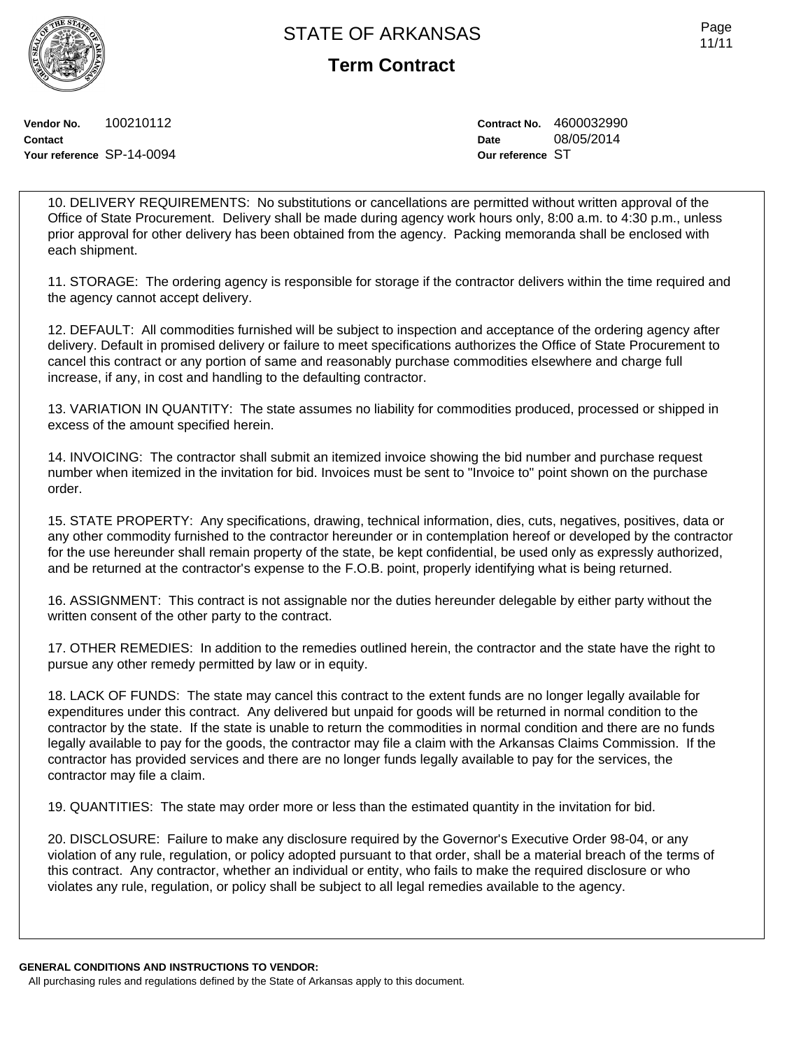# STATE OF ARKANSAS

## Term Contract

**Vendor No.** 100210112
**Contact**
**Your reference** SP-14-0094

**Contract No.** 4600032990
**Date** 08/05/2014
**Our reference** ST

10. DELIVERY REQUIREMENTS: No substitutions or cancellations are permitted without written approval of the Office of State Procurement. Delivery shall be made during agency work hours only, 8:00 a.m. to 4:30 p.m., unless prior approval for other delivery has been obtained from the agency. Packing memoranda shall be enclosed with each shipment.

11. STORAGE: The ordering agency is responsible for storage if the contractor delivers within the time required and the agency cannot accept delivery.

12. DEFAULT: All commodities furnished will be subject to inspection and acceptance of the ordering agency after delivery. Default in promised delivery or failure to meet specifications authorizes the Office of State Procurement to cancel this contract or any portion of same and reasonably purchase commodities elsewhere and charge full increase, if any, in cost and handling to the defaulting contractor.

13. VARIATION IN QUANTITY: The state assumes no liability for commodities produced, processed or shipped in excess of the amount specified herein.

14. INVOICING: The contractor shall submit an itemized invoice showing the bid number and purchase request number when itemized in the invitation for bid. Invoices must be sent to "Invoice to" point shown on the purchase order.

15. STATE PROPERTY: Any specifications, drawing, technical information, dies, cuts, negatives, positives, data or any other commodity furnished to the contractor hereunder or in contemplation hereof or developed by the contractor for the use hereunder shall remain property of the state, be kept confidential, be used only as expressly authorized, and be returned at the contractor's expense to the F.O.B. point, properly identifying what is being returned.

16. ASSIGNMENT: This contract is not assignable nor the duties hereunder delegable by either party without the written consent of the other party to the contract.

17. OTHER REMEDIES: In addition to the remedies outlined herein, the contractor and the state have the right to pursue any other remedy permitted by law or in equity.

18. LACK OF FUNDS: The state may cancel this contract to the extent funds are no longer legally available for expenditures under this contract. Any delivered but unpaid for goods will be returned in normal condition to the contractor by the state. If the state is unable to return the commodities in normal condition and there are no funds legally available to pay for the goods, the contractor may file a claim with the Arkansas Claims Commission. If the contractor has provided services and there are no longer funds legally available to pay for the services, the contractor may file a claim.

19. QUANTITIES: The state may order more or less than the estimated quantity in the invitation for bid.

20. DISCLOSURE: Failure to make any disclosure required by the Governor's Executive Order 98-04, or any violation of any rule, regulation, or policy adopted pursuant to that order, shall be a material breach of the terms of this contract. Any contractor, whether an individual or entity, who fails to make the required disclosure or who violates any rule, regulation, or policy shall be subject to all legal remedies available to the agency.

**GENERAL CONDITIONS AND INSTRUCTIONS TO VENDOR:**

All purchasing rules and regulations defined by the State of Arkansas apply to this document.